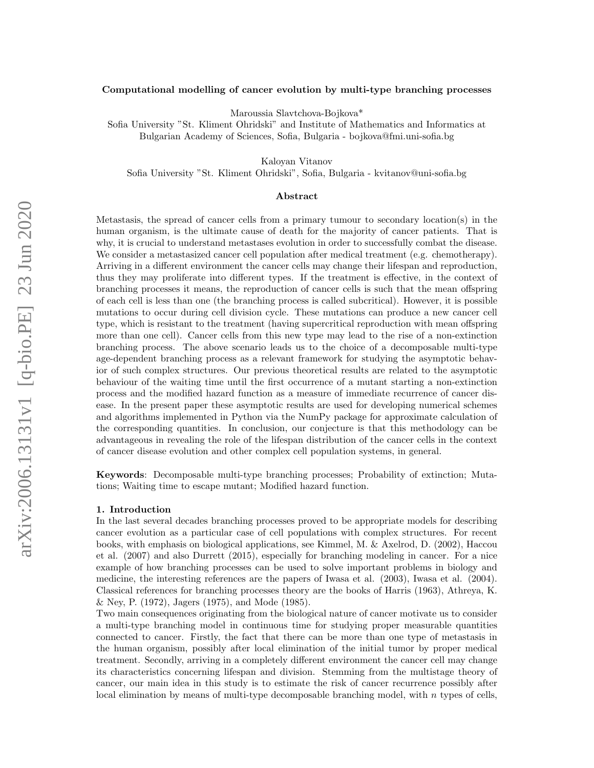# Computational modelling of cancer evolution by multi-type branching processes

Maroussia Slavtchova-Bojkova*

Sofia University "St. Kliment Ohridski" and Institute of Mathematics and Informatics at Bulgarian Academy of Sciences, Sofia, Bulgaria - bojkova@fmi.uni-sofia.bg

Kaloyan Vitanov

Sofia University "St. Kliment Ohridski", Sofia, Bulgaria - kvitanov@uni-sofia.bg

## Abstract

Metastasis, the spread of cancer cells from a primary tumour to secondary location(s) in the human organism, is the ultimate cause of death for the majority of cancer patients. That is why, it is crucial to understand metastases evolution in order to successfully combat the disease. We consider a metastasized cancer cell population after medical treatment (e.g. chemotherapy). Arriving in a different environment the cancer cells may change their lifespan and reproduction, thus they may proliferate into different types. If the treatment is effective, in the context of branching processes it means, the reproduction of cancer cells is such that the mean offspring of each cell is less than one (the branching process is called subcritical). However, it is possible mutations to occur during cell division cycle. These mutations can produce a new cancer cell type, which is resistant to the treatment (having supercritical reproduction with mean offspring more than one cell). Cancer cells from this new type may lead to the rise of a non-extinction branching process. The above scenario leads us to the choice of a decomposable multi-type age-dependent branching process as a relevant framework for studying the asymptotic behavior of such complex structures. Our previous theoretical results are related to the asymptotic behaviour of the waiting time until the first occurrence of a mutant starting a non-extinction process and the modified hazard function as a measure of immediate recurrence of cancer disease. In the present paper these asymptotic results are used for developing numerical schemes and algorithms implemented in Python via the NumPy package for approximate calculation of the corresponding quantities. In conclusion, our conjecture is that this methodology can be advantageous in revealing the role of the lifespan distribution of the cancer cells in the context of cancer disease evolution and other complex cell population systems, in general.

**Keywords**: Decomposable multi-type branching processes; Probability of extinction; Mutations; Waiting time to escape mutant; Modified hazard function.

## 1. Introduction

In the last several decades branching processes proved to be appropriate models for describing cancer evolution as a particular case of cell populations with complex structures. For recent books, with emphasis on biological applications, see Kimmel, M. & Axelrod, D. (2002), Haccou et al. (2007) and also Durrett (2015), especially for branching modeling in cancer. For a nice example of how branching processes can be used to solve important problems in biology and medicine, the interesting references are the papers of Iwasa et al. (2003), Iwasa et al. (2004). Classical references for branching processes theory are the books of Harris (1963), Athreya, K. & Ney, P. (1972), Jagers (1975), and Mode (1985).

Two main consequences originating from the biological nature of cancer motivate us to consider a multi-type branching model in continuous time for studying proper measurable quantities connected to cancer. Firstly, the fact that there can be more than one type of metastasis in the human organism, possibly after local elimination of the initial tumor by proper medical treatment. Secondly, arriving in a completely different environment the cancer cell may change its characteristics concerning lifespan and division. Stemming from the multistage theory of cancer, our main idea in this study is to estimate the risk of cancer recurrence possibly after local elimination by means of multi-type decomposable branching model, with $n$ types of cells,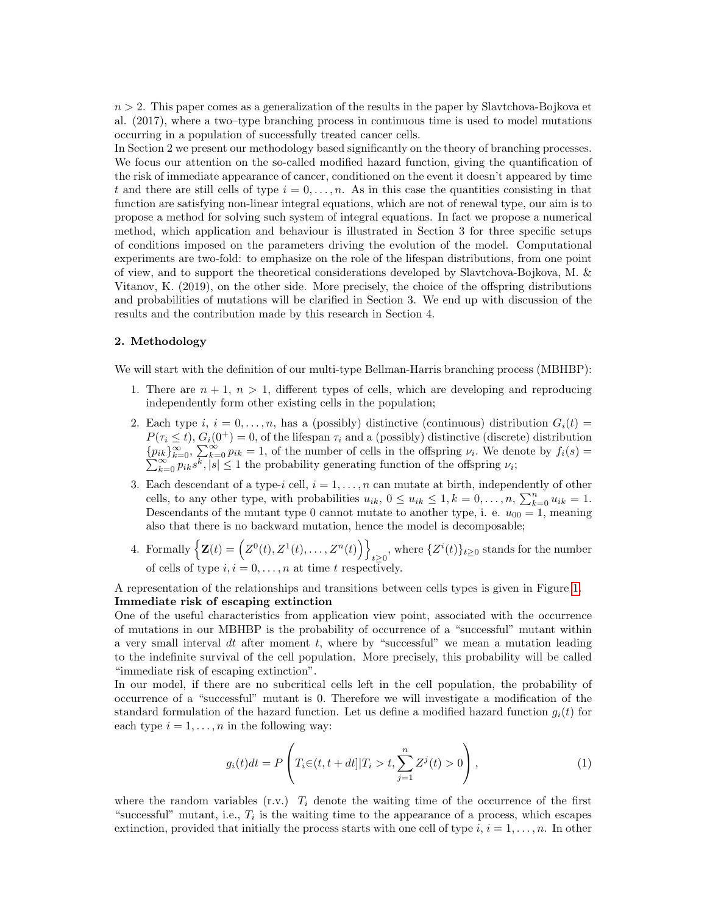$n > 2$. This paper comes as a generalization of the results in the paper by Slavtchova-Bojkova et al. (2017), where a two–type branching process in continuous time is used to model mutations occurring in a population of successfully treated cancer cells.
In Section 2 we present our methodology based significantly on the theory of branching processes. We focus our attention on the so-called modified hazard function, giving the quantification of the risk of immediate appearance of cancer, conditioned on the event it doesn't appeared by time $t$ and there are still cells of type $i = 0, \ldots, n$. As in this case the quantities consisting in that function are satisfying non-linear integral equations, which are not of renewal type, our aim is to propose a method for solving such system of integral equations. In fact we propose a numerical method, which application and behaviour is illustrated in Section 3 for three specific setups of conditions imposed on the parameters driving the evolution of the model. Computational experiments are two-fold: to emphasize on the role of the lifespan distributions, from one point of view, and to support the theoretical considerations developed by Slavtchova-Bojkova, M. & Vitanov, K. (2019), on the other side. More precisely, the choice of the offspring distributions and probabilities of mutations will be clarified in Section 3. We end up with discussion of the results and the contribution made by this research in Section 4.

## 2. Methodology

We will start with the definition of our multi-type Bellman-Harris branching process (MBHBP):

1. There are $n + 1$, $n > 1$, different types of cells, which are developing and reproducing independently form other existing cells in the population;
2. Each type $i$, $i = 0, \ldots, n$, has a (possibly) distinctive (continuous) distribution $G_i(t) = P(\tau_i \le t)$, $G_i(0^+) = 0$, of the lifespan $\tau_i$ and a (possibly) distinctive (discrete) distribution $\{p_{ik}\}_{k=0}^{\infty}$, $\sum_{k=0}^{\infty} p_{ik} = 1$, of the number of cells in the offspring $\nu_i$. We denote by $f_i(s) = \sum_{k=0}^{\infty} p_{ik} s^k, |s| \le 1$ the probability generating function of the offspring $\nu_i$;
3. Each descendant of a type-$i$ cell, $i = 1, \ldots, n$ can mutate at birth, independently of other cells, to any other type, with probabilities $u_{ik}$, $0 \le u_{ik} \le 1, k = 0, \ldots, n$, $\sum_{k=0}^{n} u_{ik} = 1$. Descendants of the mutant type 0 cannot mutate to another type, i. e. $u_{00} = 1$, meaning also that there is no backward mutation, hence the model is decomposable;
4. Formally $\left\{ \mathbf{Z}(t) = \left( Z^0(t), Z^1(t), \ldots, Z^n(t) \right) \right\}_{t \ge 0}$, where $\{Z^i(t)\}_{t \ge 0}$ stands for the number of cells of type $i, i = 0, \ldots, n$ at time $t$ respectively.

A representation of the relationships and transitions between cells types is given in Figure 1.

**Immediate risk of escaping extinction**

One of the useful characteristics from application view point, associated with the occurrence of mutations in our MBHBP is the probability of occurrence of a "successful" mutant within a very small interval $dt$ after moment $t$, where by "successful" we mean a mutation leading to the indefinite survival of the cell population. More precisely, this probability will be called "immediate risk of escaping extinction".

In our model, if there are no subcritical cells left in the cell population, the probability of occurrence of a "successful" mutant is 0. Therefore we will investigate a modification of the standard formulation of the hazard function. Let us define a modified hazard function $g_i(t)$ for each type $i = 1, \ldots, n$ in the following way:

$$g_i(t)dt = P\left( T_i \in (t, t + dt] | T_i > t, \sum_{j=1}^{n} Z^j(t) > 0 \right), \tag{1}$$

where the random variables (r.v.) $T_i$ denote the waiting time of the occurrence of the first "successful" mutant, i.e., $T_i$ is the waiting time to the appearance of a process, which escapes extinction, provided that initially the process starts with one cell of type $i$, $i = 1, \ldots, n$. In other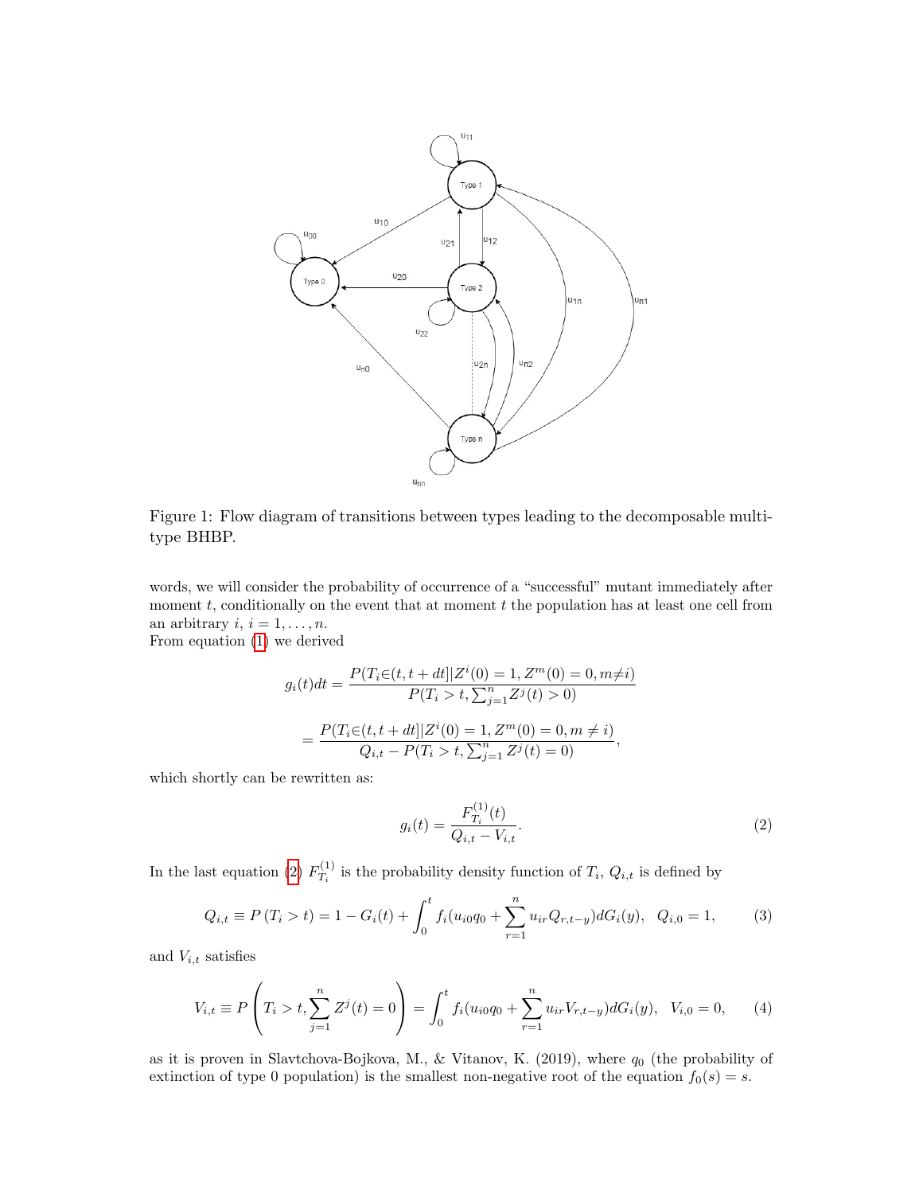Type 1

Type 0

Type 2

Type n

$u_{11}$ $u_{00}$ $u_{10}$ $u_{21}$ $u_{12}$ $u_{20}$ $u_{22}$ $u_{1n}$ $u_{n1}$ $u_{n0}$ $u_{2n}$ $u_{n2}$ $u_{nn}$

Figure 1: Flow diagram of transitions between types leading to the decomposable multi-type BHBP.

words, we will consider the probability of occurrence of a "successful" mutant immediately after moment $t$, conditionally on the event that at moment $t$ the population has at least one cell from an arbitrary $i$, $i = 1, \ldots, n$.
From equation (1) we derived

$$g_i(t)dt = \frac{P(T_i \in (t, t+dt] | Z^i(0) = 1, Z^m(0) = 0, m \neq i)}{P(T_i > t, \sum_{j=1}^{n} Z^j(t) > 0)}$$

$$= \frac{P(T_i \in (t, t+dt] | Z^i(0) = 1, Z^m(0) = 0, m \neq i)}{Q_{i,t} - P(T_i > t, \sum_{j=1}^{n} Z^j(t) = 0)},$$

which shortly can be rewritten as:

$$g_i(t) = \frac{F^{(1)}_{T_i}(t)}{Q_{i,t} - V_{i,t}}. \tag{2}$$

In the last equation (2) $F^{(1)}_{T_i}$ is the probability density function of $T_i$, $Q_{i,t}$ is defined by

$$Q_{i,t} \equiv P(T_i > t) = 1 - G_i(t) + \int_0^t f_i(u_{i0}q_0 + \sum_{r=1}^{n} u_{ir} Q_{r,t-y}) dG_i(y), \quad Q_{i,0} = 1, \tag{3}$$

and $V_{i,t}$ satisfies

$$V_{i,t} \equiv P\left(T_i > t, \sum_{j=1}^{n} Z^j(t) = 0\right) = \int_0^t f_i(u_{i0}q_0 + \sum_{r=1}^{n} u_{ir} V_{r,t-y}) dG_i(y), \quad V_{i,0} = 0, \tag{4}$$

as it is proven in Slavtchova-Bojkova, M., & Vitanov, K. (2019), where $q_0$ (the probability of extinction of type 0 population) is the smallest non-negative root of the equation $f_0(s) = s$.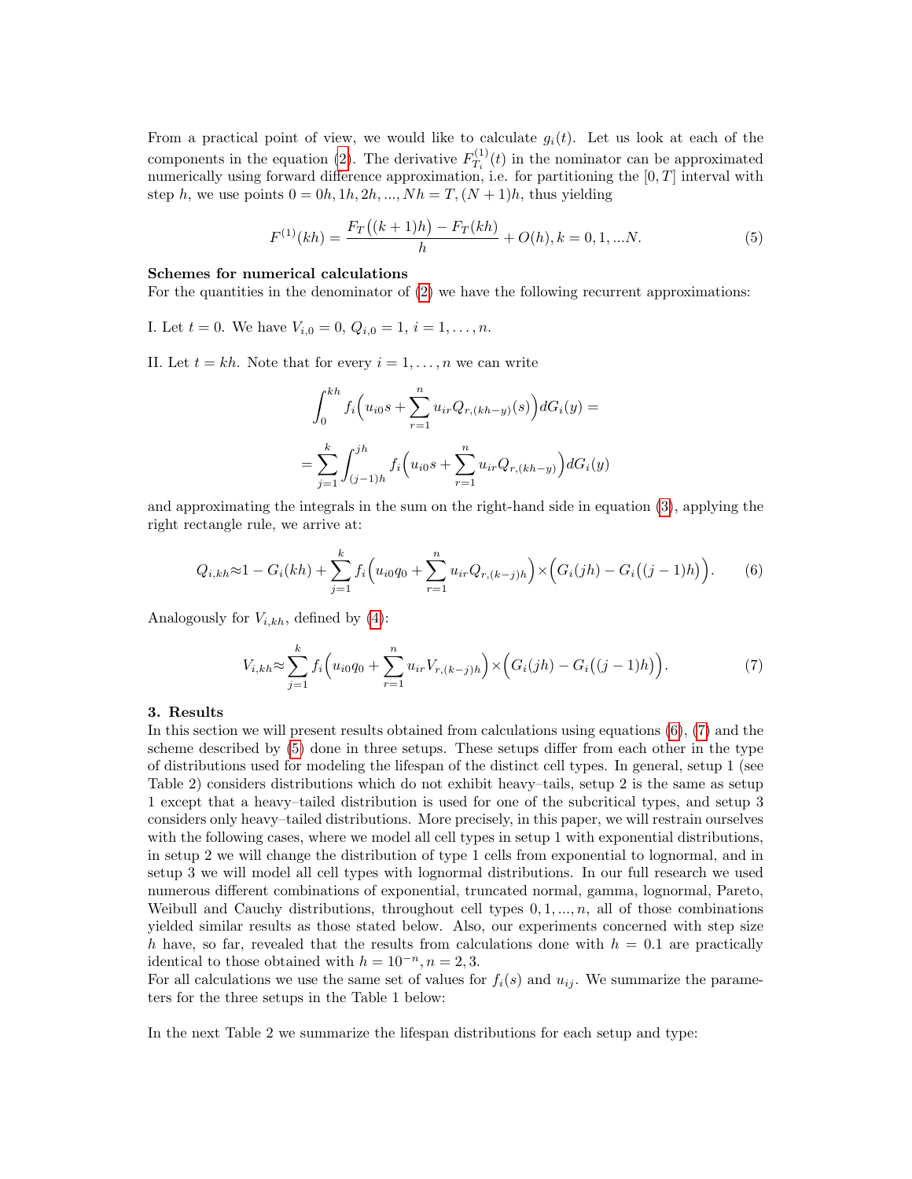From a practical point of view, we would like to calculate $g_i(t)$. Let us look at each of the components in the equation (2). The derivative $F^{(1)}_{T_i}(t)$ in the nominator can be approximated numerically using forward difference approximation, i.e. for partitioning the $[0, T]$ interval with step $h$, we use points $0 = 0h, 1h, 2h, ..., Nh = T, (N + 1)h$, thus yielding

$$F^{(1)}(kh) = \frac{F_T\big((k+1)h\big) - F_T(kh)}{h} + O(h), k = 0, 1, ...N. \tag{5}$$

**Schemes for numerical calculations**

For the quantities in the denominator of (2) we have the following recurrent approximations:

I. Let $t = 0$. We have $V_{i,0} = 0$, $Q_{i,0} = 1$, $i = 1, \ldots, n$.

II. Let $t = kh$. Note that for every $i = 1, \ldots, n$ we can write

$$\int_0^{kh} f_i\Big(u_{i0}s + \sum_{r=1}^{n} u_{ir}Q_{r,(kh-y)}(s)\Big)dG_i(y) =$$

$$= \sum_{j=1}^{k} \int_{(j-1)h}^{jh} f_i\Big(u_{i0}s + \sum_{r=1}^{n} u_{ir}Q_{r,(kh-y)}\Big)dG_i(y)$$

and approximating the integrals in the sum on the right-hand side in equation (3), applying the right rectangle rule, we arrive at:

$$Q_{i,kh} \approx 1 - G_i(kh) + \sum_{j=1}^{k} f_i\Big(u_{i0}q_0 + \sum_{r=1}^{n} u_{ir}Q_{r,(k-j)h}\Big) \times \Big(G_i(jh) - G_i\big((j-1)h\big)\Big). \tag{6}$$

Analogously for $V_{i,kh}$, defined by (4):

$$V_{i,kh} \approx \sum_{j=1}^{k} f_i\Big(u_{i0}q_0 + \sum_{r=1}^{n} u_{ir}V_{r,(k-j)h}\Big) \times \Big(G_i(jh) - G_i\big((j-1)h\big)\Big). \tag{7}$$

## 3. Results

In this section we will present results obtained from calculations using equations (6), (7) and the scheme described by (5) done in three setups. These setups differ from each other in the type of distributions used for modeling the lifespan of the distinct cell types. In general, setup 1 (see Table 2) considers distributions which do not exhibit heavy–tails, setup 2 is the same as setup 1 except that a heavy–tailed distribution is used for one of the subcritical types, and setup 3 considers only heavy–tailed distributions. More precisely, in this paper, we will restrain ourselves with the following cases, where we model all cell types in setup 1 with exponential distributions, in setup 2 we will change the distribution of type 1 cells from exponential to lognormal, and in setup 3 we will model all cell types with lognormal distributions. In our full research we used numerous different combinations of exponential, truncated normal, gamma, lognormal, Pareto, Weibull and Cauchy distributions, throughout cell types $0, 1, ..., n$, all of those combinations yielded similar results as those stated below. Also, our experiments concerned with step size $h$ have, so far, revealed that the results from calculations done with $h = 0.1$ are practically identical to those obtained with $h = 10^{-n}, n = 2, 3$.

For all calculations we use the same set of values for $f_i(s)$ and $u_{ij}$. We summarize the parameters for the three setups in the Table 1 below:

In the next Table 2 we summarize the lifespan distributions for each setup and type: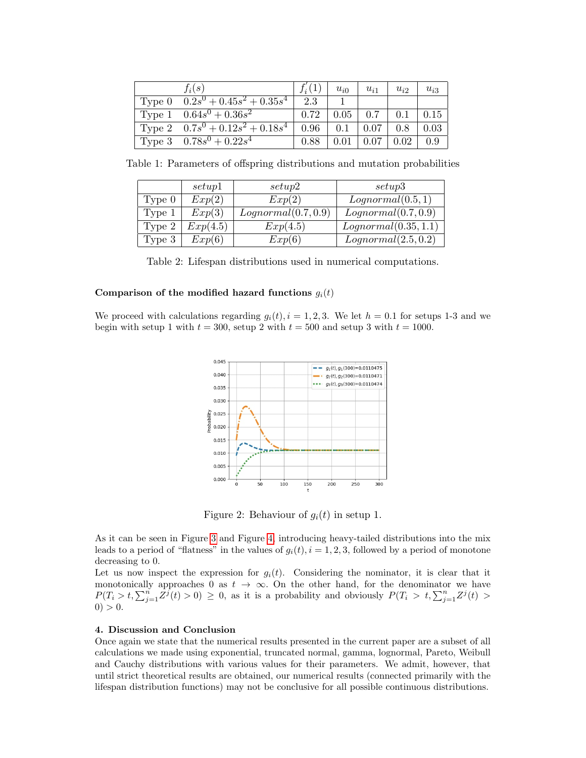|  | $f_i(s)$ | $f_i'(1)$ | $u_{i0}$ | $u_{i1}$ | $u_{i2}$ | $u_{i3}$ |
|---|---|---|---|---|---|---|
| Type 0 | $0.2s^0 + 0.45s^2 + 0.35s^4$ | 2.3 | 1 |  |  |  |
| Type 1 | $0.64s^0 + 0.36s^2$ | 0.72 | 0.05 | 0.7 | 0.1 | 0.15 |
| Type 2 | $0.7s^0 + 0.12s^2 + 0.18s^4$ | 0.96 | 0.1 | 0.07 | 0.8 | 0.03 |
| Type 3 | $0.78s^0 + 0.22s^4$ | 0.88 | 0.01 | 0.07 | 0.02 | 0.9 |

Table 1: Parameters of offspring distributions and mutation probabilities

|  | *setup*1 | *setup*2 | *setup*3 |
|---|---|---|---|
| Type 0 | $Exp(2)$ | $Exp(2)$ | $Lognormal(0.5, 1)$ |
| Type 1 | $Exp(3)$ | $Lognormal(0.7, 0.9)$ | $Lognormal(0.7, 0.9)$ |
| Type 2 | $Exp(4.5)$ | $Exp(4.5)$ | $Lognormal(0.35, 1.1)$ |
| Type 3 | $Exp(6)$ | $Exp(6)$ | $Lognormal(2.5, 0.2)$ |

Table 2: Lifespan distributions used in numerical computations.

**Comparison of the modified hazard functions $g_i(t)$**

We proceed with calculations regarding $g_i(t), i = 1, 2, 3$. We let $h = 0.1$ for setups 1-3 and we begin with setup 1 with $t = 300$, setup 2 with $t = 500$ and setup 3 with $t = 1000$.

$g_1(t), g_1(300)=0.0110475$
$g_1(t), g_2(300)=0.0110471$
$g_1(t), g_3(300)=0.0110474$
Probability
t

Figure 2: Behaviour of $g_i(t)$ in setup 1.

As it can be seen in Figure 3 and Figure 4, introducing heavy-tailed distributions into the mix leads to a period of "flatness" in the values of $g_i(t), i = 1, 2, 3$, followed by a period of monotone decreasing to 0.
Let us now inspect the expression for $g_i(t)$. Considering the nominator, it is clear that it monotonically approaches 0 as $t \to \infty$. On the other hand, for the denominator we have $P(T_i > t, \sum_{j=1}^{n} Z^j(t) > 0) \geq 0$, as it is a probability and obviously $P(T_i > t, \sum_{j=1}^{n} Z^j(t) > 0) > 0$.

**4. Discussion and Conclusion**

Once again we state that the numerical results presented in the current paper are a subset of all calculations we made using exponential, truncated normal, gamma, lognormal, Pareto, Weibull and Cauchy distributions with various values for their parameters. We admit, however, that until strict theoretical results are obtained, our numerical results (connected primarily with the lifespan distribution functions) may not be conclusive for all possible continuous distributions.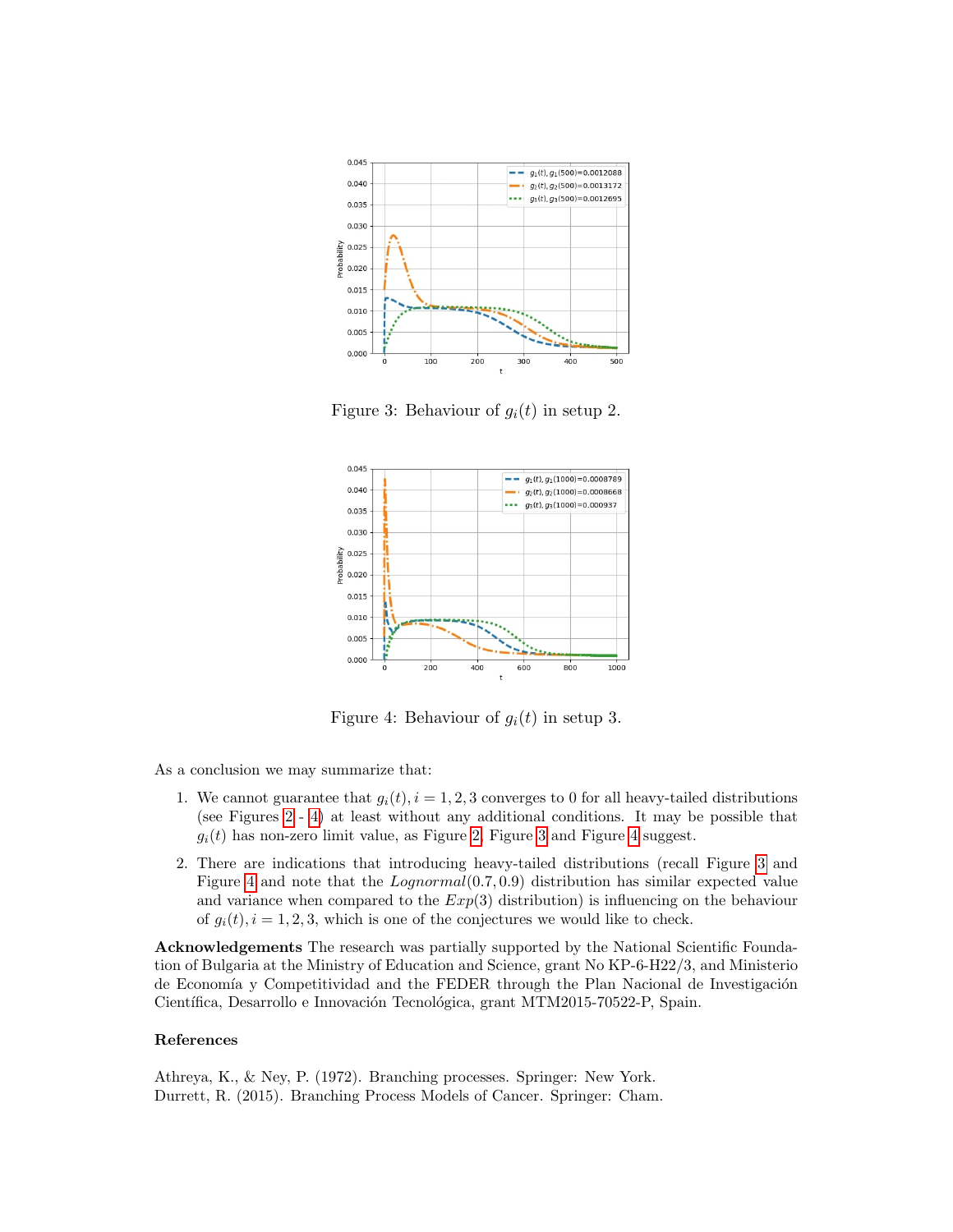0.045
0.040
0.035
0.030
0.025
0.020
0.015
0.010
0.005
0.000

Probability

$g_1(t), g_1(500)=0.0012088$
$g_2(t), g_2(500)=0.0013172$
$g_3(t), g_3(500)=0.0012695$

0 100 200 300 400 500

t

Figure 3: Behaviour of $g_i(t)$ in setup 2.

0.045
0.040
0.035
0.030
0.025
0.020
0.015
0.010
0.005
0.000

Probability

$g_1(t), g_1(1000)=0.0008789$
$g_2(t), g_2(1000)=0.0008668$
$g_3(t), g_3(1000)=0.000937$

0 200 400 600 800 1000

t

Figure 4: Behaviour of $g_i(t)$ in setup 3.

As a conclusion we may summarize that:

1. We cannot guarantee that $g_i(t), i = 1, 2, 3$ converges to 0 for all heavy-tailed distributions (see Figures 2 - 4) at least without any additional conditions. It may be possible that $g_i(t)$ has non-zero limit value, as Figure 2, Figure 3 and Figure 4 suggest.
2. There are indications that introducing heavy-tailed distributions (recall Figure 3 and Figure 4 and note that the $Lognormal(0.7, 0.9)$ distribution has similar expected value and variance when compared to the $Exp(3)$ distribution) is influencing on the behaviour of $g_i(t), i = 1, 2, 3$, which is one of the conjectures we would like to check.

**Acknowledgements** The research was partially supported by the National Scientific Foundation of Bulgaria at the Ministry of Education and Science, grant No KP-6-H22/3, and Ministerio de Economía y Competitividad and the FEDER through the Plan Nacional de Investigación Científica, Desarrollo e Innovación Tecnológica, grant MTM2015-70522-P, Spain.

## References

Athreya, K., & Ney, P. (1972). Branching processes. Springer: New York.
Durrett, R. (2015). Branching Process Models of Cancer. Springer: Cham.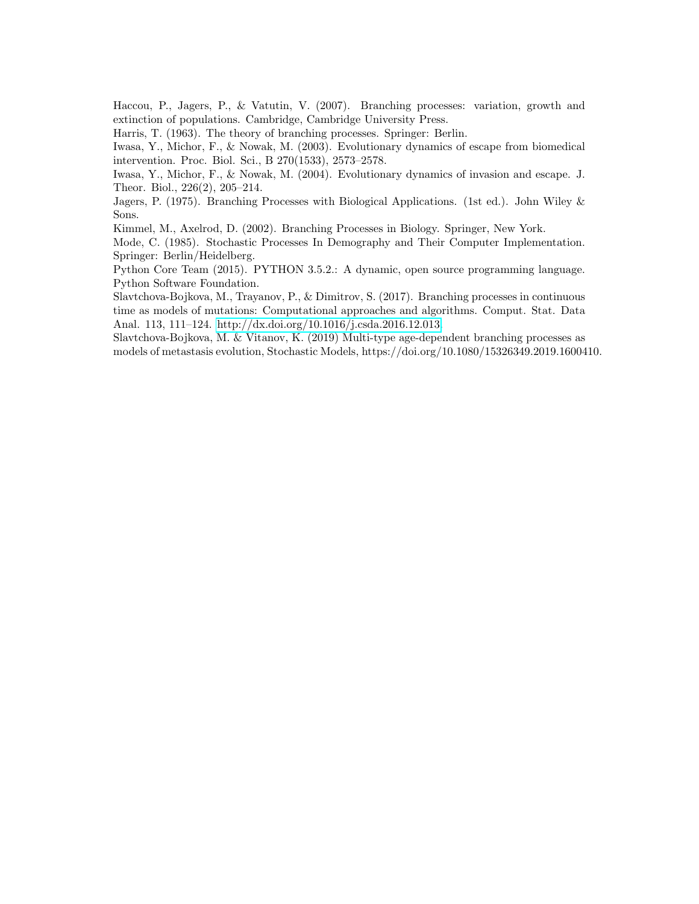Haccou, P., Jagers, P., & Vatutin, V. (2007). Branching processes: variation, growth and extinction of populations. Cambridge, Cambridge University Press.

Harris, T. (1963). The theory of branching processes. Springer: Berlin.

Iwasa, Y., Michor, F., & Nowak, M. (2003). Evolutionary dynamics of escape from biomedical intervention. Proc. Biol. Sci., B 270(1533), 2573–2578.

Iwasa, Y., Michor, F., & Nowak, M. (2004). Evolutionary dynamics of invasion and escape. J. Theor. Biol., 226(2), 205–214.

Jagers, P. (1975). Branching Processes with Biological Applications. (1st ed.). John Wiley & Sons.

Kimmel, M., Axelrod, D. (2002). Branching Processes in Biology. Springer, New York.

Mode, C. (1985). Stochastic Processes In Demography and Their Computer Implementation. Springer: Berlin/Heidelberg.

Python Core Team (2015). PYTHON 3.5.2.: A dynamic, open source programming language. Python Software Foundation.

Slavtchova-Bojkova, M., Trayanov, P., & Dimitrov, S. (2017). Branching processes in continuous time as models of mutations: Computational approaches and algorithms. Comput. Stat. Data Anal. 113, 111–124. http://dx.doi.org/10.1016/j.csda.2016.12.013.

Slavtchova-Bojkova, M. & Vitanov, K. (2019) Multi-type age-dependent branching processes as models of metastasis evolution, Stochastic Models, https://doi.org/10.1080/15326349.2019.1600410.